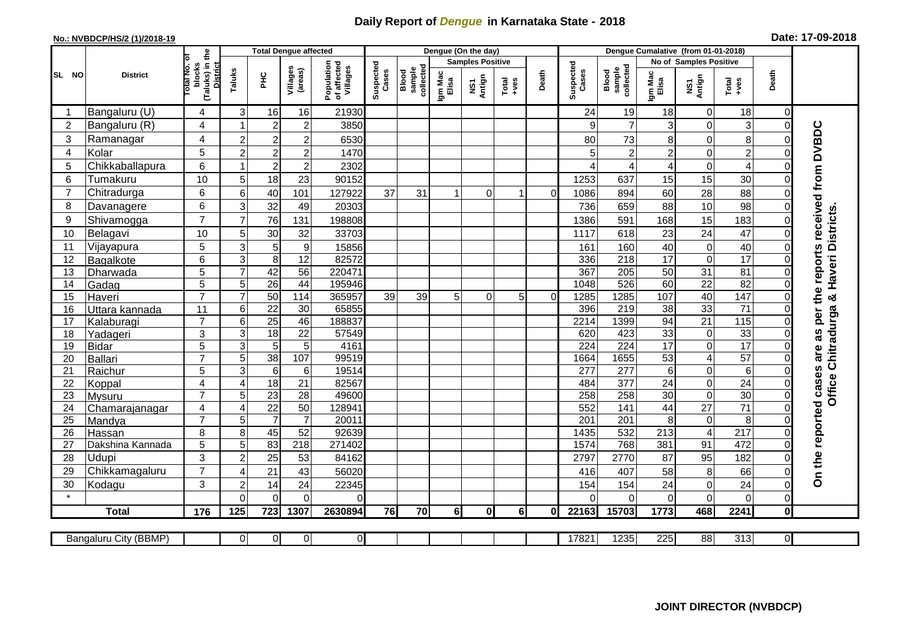# Daily Report of *Dengue* in Karnataka State - 2018

**No.: NVBDCP/HS/2 (1)/2018-19**

**Date: 17-09-2018**

| SL NO | District | Total No. of blocks (Taluks) in the District | Total Dengue affected | | | | Dengue (On the day) | | | | | | | Dengue Cumalative (from 01-01-2018) | | | | | | | |
|---|---|---|---|---|---|---|---|---|---|---|---|---|---|---|---|---|---|---|---|---|
| | | | Taluks | PHC | Villages (areas) | Population of affected Villages | Suspected Cases | Blood sample collected | Samples Positive | | | Death | Suspected Cases | Blood sample collected | No of Samples Positive | | | Death | |
| | | | | | | | | | Igm Mac Elisa | NS1 Antign | Total +ves | | | | Igm Mac Elisa | NS1 Antign | Total +ves | | |
| 1 | Bangaluru (U) | 4 | 3 | 16 | 16 | 21930 | | | | | | | 24 | 19 | 18 | 0 | 18 | 0 | On the reported cases are as per the reports received from DVBDC Office Chitradurga & Haveri Districts. |
| 2 | Bangaluru (R) | 4 | 1 | 2 | 2 | 3850 | | | | | | | 9 | 7 | 3 | 0 | 3 | 0 | |
| 3 | Ramanagar | 4 | 2 | 2 | 2 | 6530 | | | | | | | 80 | 73 | 8 | 0 | 8 | 0 | |
| 4 | Kolar | 5 | 2 | 2 | 2 | 1470 | | | | | | | 5 | 2 | 2 | 0 | 2 | 0 | |
| 5 | Chikkaballapura | 6 | 1 | 2 | 2 | 2302 | | | | | | | 4 | 4 | 4 | 0 | 4 | 0 | |
| 6 | Tumakuru | 10 | 5 | 18 | 23 | 90152 | | | | | | | 1253 | 637 | 15 | 15 | 30 | 0 | |
| 7 | Chitradurga | 6 | 6 | 40 | 101 | 127922 | 37 | 31 | 1 | 0 | 1 | 0 | 1086 | 894 | 60 | 28 | 88 | 0 | |
| 8 | Davanagere | 6 | 3 | 32 | 49 | 20303 | | | | | | | 736 | 659 | 88 | 10 | 98 | 0 | |
| 9 | Shivamogga | 7 | 7 | 76 | 131 | 198808 | | | | | | | 1386 | 591 | 168 | 15 | 183 | 0 | |
| 10 | Belagavi | 10 | 5 | 30 | 32 | 33703 | | | | | | | 1117 | 618 | 23 | 24 | 47 | 0 | |
| 11 | Vijayapura | 5 | 3 | 5 | 9 | 15856 | | | | | | | 161 | 160 | 40 | 0 | 40 | 0 | |
| 12 | Bagalkote | 6 | 3 | 8 | 12 | 82572 | | | | | | | 336 | 218 | 17 | 0 | 17 | 0 | |
| 13 | Dharwada | 5 | 7 | 42 | 56 | 220471 | | | | | | | 367 | 205 | 50 | 31 | 81 | 0 | |
| 14 | Gadag | 5 | 5 | 26 | 44 | 195946 | | | | | | | 1048 | 526 | 60 | 22 | 82 | 0 | |
| 15 | Haveri | 7 | 7 | 50 | 114 | 365957 | 39 | 39 | 5 | 0 | 5 | 0 | 1285 | 1285 | 107 | 40 | 147 | 0 | |
| 16 | Uttara kannada | 11 | 6 | 22 | 30 | 65855 | | | | | | | 396 | 219 | 38 | 33 | 71 | 0 | |
| 17 | Kalaburagi | 7 | 6 | 25 | 46 | 188837 | | | | | | | 2214 | 1399 | 94 | 21 | 115 | 0 | |
| 18 | Yadageri | 3 | 3 | 18 | 22 | 57549 | | | | | | | 620 | 423 | 33 | 0 | 33 | 0 | |
| 19 | Bidar | 5 | 3 | 5 | 5 | 4161 | | | | | | | 224 | 224 | 17 | 0 | 17 | 0 | |
| 20 | Ballari | 7 | 5 | 38 | 107 | 99519 | | | | | | | 1664 | 1655 | 53 | 4 | 57 | 0 | |
| 21 | Raichur | 5 | 3 | 6 | 6 | 19514 | | | | | | | 277 | 277 | 6 | 0 | 6 | 0 | |
| 22 | Koppal | 4 | 4 | 18 | 21 | 82567 | | | | | | | 484 | 377 | 24 | 0 | 24 | 0 | |
| 23 | Mysuru | 7 | 5 | 23 | 28 | 49600 | | | | | | | 258 | 258 | 30 | 0 | 30 | 0 | |
| 24 | Chamarajanagar | 4 | 4 | 22 | 50 | 128941 | | | | | | | 552 | 141 | 44 | 27 | 71 | 0 | |
| 25 | Mandya | 7 | 5 | 7 | 7 | 20011 | | | | | | | 201 | 201 | 8 | 0 | 8 | 0 | |
| 26 | Hassan | 8 | 8 | 45 | 52 | 92639 | | | | | | | 1435 | 532 | 213 | 4 | 217 | 0 | |
| 27 | Dakshina Kannada | 5 | 5 | 83 | 218 | 271402 | | | | | | | 1574 | 768 | 381 | 91 | 472 | 0 | |
| 28 | Udupi | 3 | 2 | 25 | 53 | 84162 | | | | | | | 2797 | 2770 | 87 | 95 | 182 | 0 | |
| 29 | Chikkamagaluru | 7 | 4 | 21 | 43 | 56020 | | | | | | | 416 | 407 | 58 | 8 | 66 | 0 | |
| 30 | Kodagu | 3 | 2 | 14 | 24 | 22345 | | | | | | | 154 | 154 | 24 | 0 | 24 | 0 | |
| * | | | 0 | 0 | 0 | 0 | | | | | | | 0 | 0 | 0 | 0 | 0 | 0 | |
| **Total** | | **176** | **125** | **723** | **1307** | **2630894** | **76** | **70** | **6** | **0** | **6** | **0** | **22163** | **15703** | **1773** | **468** | **2241** | **0** | |

| Bangaluru City (BBMP) | | 0 | 0 | 0 | 0 | | | | | | | 17821 | 1235 | 225 | 88 | 313 | 0 |
|---|---|---|---|---|---|---|---|---|---|---|---|---|---|---|---|---|---|

**JOINT DIRECTOR (NVBDCP)**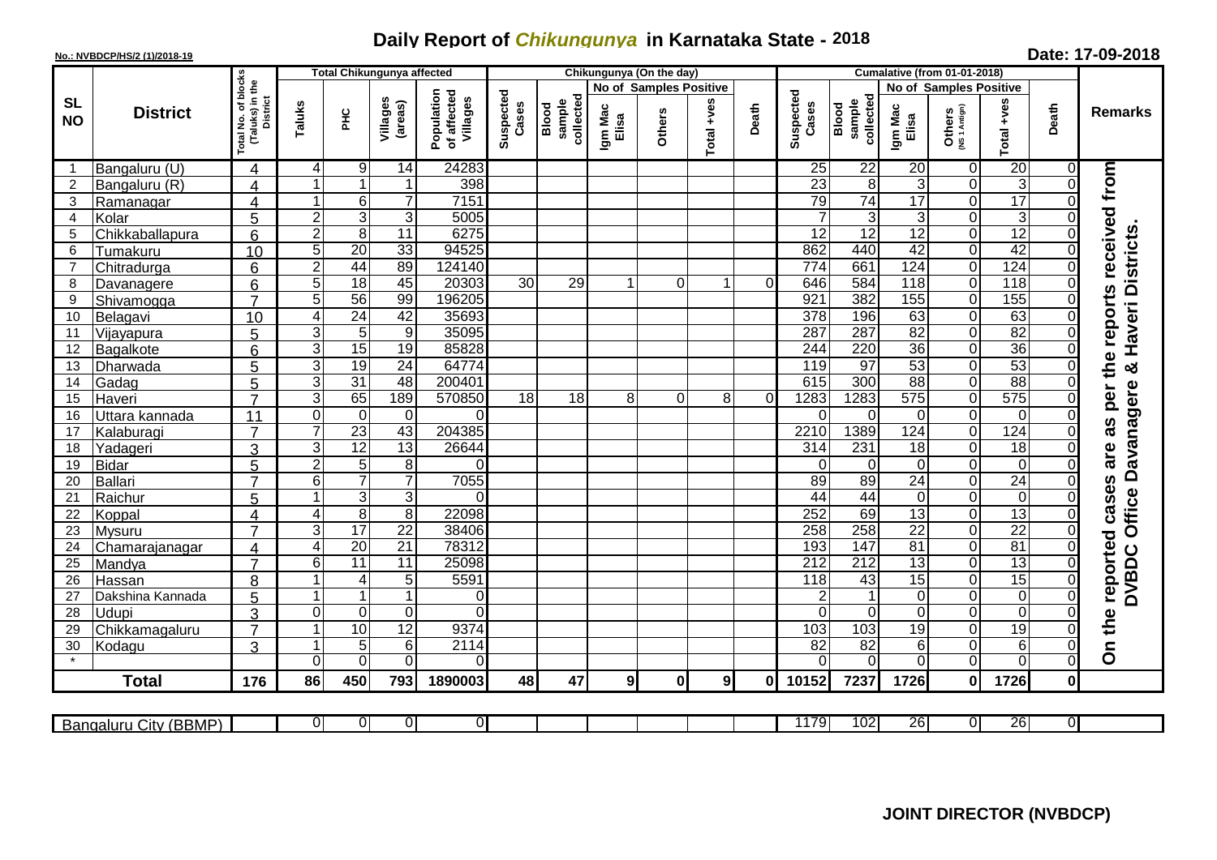# Daily Report of *Chikungunya* in Karnataka State - 2018

**No.: NVBDCP/HS/2 (1)/2018-19**

**Date: 17-09-2018**

| SL NO | District | Total No. of blocks (Taluks) in the District | Total Chikungunya affected | | | | Chikungunya (On the day) | | | | | | | Cumalative (from 01-01-2018) | | | | | | | Remarks |
|---|---|---|---|---|---|---|---|---|---|---|---|---|---|---|---|---|---|---|---|---|---|
| | | | Taluks | PHC | Villages (areas) | Population of affected Villages | Suspected Cases | Blood sample collected | No of Samples Positive | | | Death | Suspected Cases | Blood sample collected | No of Samples Positive | | | Death | |
| | | | | | | | | | Igm Mac Elisa | Others | Total +ves | | | | Igm Mac Elisa | Others (NS 1 Antign) | Total +ves | | |
| 1 | Bangaluru (U) | 4 | 4 | 9 | 14 | 24283 | | | | | | | 25 | 22 | 20 | 0 | 20 | 0 | On the reported cases are as per the reports received from DVBDC Office Davanagere & Haveri Districts. |
| 2 | Bangaluru (R) | 4 | 1 | 1 | 1 | 398 | | | | | | | 23 | 8 | 3 | 0 | 3 | 0 | |
| 3 | Ramanagar | 4 | 1 | 6 | 7 | 7151 | | | | | | | 79 | 74 | 17 | 0 | 17 | 0 | |
| 4 | Kolar | 5 | 2 | 3 | 3 | 5005 | | | | | | | 7 | 3 | 3 | 0 | 3 | 0 | |
| 5 | Chikkaballapura | 6 | 2 | 8 | 11 | 6275 | | | | | | | 12 | 12 | 12 | 0 | 12 | 0 | |
| 6 | Tumakuru | 10 | 5 | 20 | 33 | 94525 | | | | | | | 862 | 440 | 42 | 0 | 42 | 0 | |
| 7 | Chitradurga | 6 | 2 | 44 | 89 | 124140 | | | | | | | 774 | 661 | 124 | 0 | 124 | 0 | |
| 8 | Davanagere | 6 | 5 | 18 | 45 | 20303 | 30 | 29 | 1 | 0 | 1 | 0 | 646 | 584 | 118 | 0 | 118 | 0 | |
| 9 | Shivamogga | 7 | 5 | 56 | 99 | 196205 | | | | | | | 921 | 382 | 155 | 0 | 155 | 0 | |
| 10 | Belagavi | 10 | 4 | 24 | 42 | 35693 | | | | | | | 378 | 196 | 63 | 0 | 63 | 0 | |
| 11 | Vijayapura | 5 | 3 | 5 | 9 | 35095 | | | | | | | 287 | 287 | 82 | 0 | 82 | 0 | |
| 12 | Bagalkote | 6 | 3 | 15 | 19 | 85828 | | | | | | | 244 | 220 | 36 | 0 | 36 | 0 | |
| 13 | Dharwada | 5 | 3 | 19 | 24 | 64774 | | | | | | | 119 | 97 | 53 | 0 | 53 | 0 | |
| 14 | Gadag | 5 | 3 | 31 | 48 | 200401 | | | | | | | 615 | 300 | 88 | 0 | 88 | 0 | |
| 15 | Haveri | 7 | 3 | 65 | 189 | 570850 | 18 | 18 | 8 | 0 | 8 | 0 | 1283 | 1283 | 575 | 0 | 575 | 0 | |
| 16 | Uttara kannada | 11 | 0 | 0 | 0 | 0 | | | | | | | 0 | 0 | 0 | 0 | 0 | 0 | |
| 17 | Kalaburagi | 7 | 7 | 23 | 43 | 204385 | | | | | | | 2210 | 1389 | 124 | 0 | 124 | 0 | |
| 18 | Yadageri | 3 | 3 | 12 | 13 | 26644 | | | | | | | 314 | 231 | 18 | 0 | 18 | 0 | |
| 19 | Bidar | 5 | 2 | 5 | 8 | 0 | | | | | | | 0 | 0 | 0 | 0 | 0 | 0 | |
| 20 | Ballari | 7 | 6 | 7 | 7 | 7055 | | | | | | | 89 | 89 | 24 | 0 | 24 | 0 | |
| 21 | Raichur | 5 | 1 | 3 | 3 | 0 | | | | | | | 44 | 44 | 0 | 0 | 0 | 0 | |
| 22 | Koppal | 4 | 4 | 8 | 8 | 22098 | | | | | | | 252 | 69 | 13 | 0 | 13 | 0 | |
| 23 | Mysuru | 7 | 3 | 17 | 22 | 38406 | | | | | | | 258 | 258 | 22 | 0 | 22 | 0 | |
| 24 | Chamarajanagar | 4 | 4 | 20 | 21 | 78312 | | | | | | | 193 | 147 | 81 | 0 | 81 | 0 | |
| 25 | Mandya | 7 | 6 | 11 | 11 | 25098 | | | | | | | 212 | 212 | 13 | 0 | 13 | 0 | |
| 26 | Hassan | 8 | 1 | 4 | 5 | 5591 | | | | | | | 118 | 43 | 15 | 0 | 15 | 0 | |
| 27 | Dakshina Kannada | 5 | 1 | 1 | 1 | 0 | | | | | | | 2 | 1 | 0 | 0 | 0 | 0 | |
| 28 | Udupi | 3 | 0 | 0 | 0 | 0 | | | | | | | 0 | 0 | 0 | 0 | 0 | 0 | |
| 29 | Chikkamagaluru | 7 | 1 | 10 | 12 | 9374 | | | | | | | 103 | 103 | 19 | 0 | 19 | 0 | |
| 30 | Kodagu | 3 | 1 | 5 | 6 | 2114 | | | | | | | 82 | 82 | 6 | 0 | 6 | 0 | |
| * | | | 0 | 0 | 0 | 0 | | | | | | | 0 | 0 | 0 | 0 | 0 | 0 | |
| **Total** | | **176** | **86** | **450** | **793** | **1890003** | **48** | **47** | **9** | **0** | **9** | **0** | **10152** | **7237** | **1726** | **0** | **1726** | **0** | |

| Bangaluru City (BBMP) | | 0 | 0 | 0 | 0 | | | | | | | 1179 | 102 | 26 | 0 | 26 | 0 | |
|---|---|---|---|---|---|---|---|---|---|---|---|---|---|---|---|---|---|---|

**JOINT DIRECTOR (NVBDCP)**